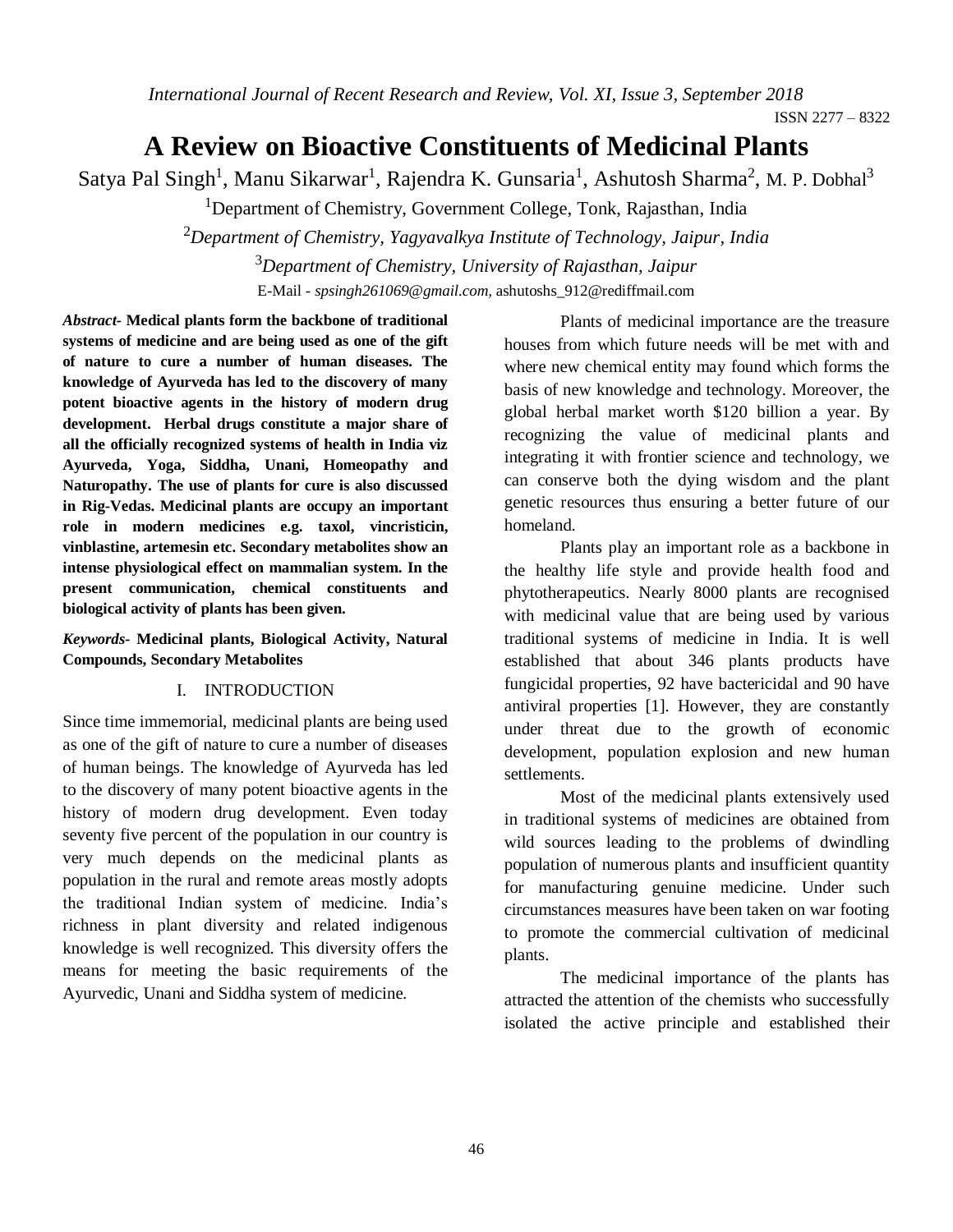# A Review on Bioactive Constituents of Medicinal Plants

Satya Pal Singh[1], Manu Sikarwar[1], Rajendra K. Gunsaria[1], Ashutosh Sharma[2], M. P. Dobhal[3]

[1]Department of Chemistry, Government College, Tonk, Rajasthan, India

[2]*Department of Chemistry, Yagyavalkya Institute of Technology, Jaipur, India*

[3]*Department of Chemistry, University of Rajasthan, Jaipur*

E-Mail - *spsingh261069@gmail.com*, ashutoshs_912@rediffmail.com

***Abstract-*** **Medical plants form the backbone of traditional systems of medicine and are being used as one of the gift of nature to cure a number of human diseases. The knowledge of Ayurveda has led to the discovery of many potent bioactive agents in the history of modern drug development. Herbal drugs constitute a major share of all the officially recognized systems of health in India viz Ayurveda, Yoga, Siddha, Unani, Homeopathy and Naturopathy. The use of plants for cure is also discussed in Rig-Vedas. Medicinal plants are occupy an important role in modern medicines e.g. taxol, vincristicin, vinblastine, artemesin etc. Secondary metabolites show an intense physiological effect on mammalian system. In the present communication, chemical constituents and biological activity of plants has been given.**

***Keywords-*** **Medicinal plants, Biological Activity, Natural Compounds, Secondary Metabolites**

## I. INTRODUCTION

Since time immemorial, medicinal plants are being used as one of the gift of nature to cure a number of diseases of human beings. The knowledge of Ayurveda has led to the discovery of many potent bioactive agents in the history of modern drug development. Even today seventy five percent of the population in our country is very much depends on the medicinal plants as population in the rural and remote areas mostly adopts the traditional Indian system of medicine. India's richness in plant diversity and related indigenous knowledge is well recognized. This diversity offers the means for meeting the basic requirements of the Ayurvedic, Unani and Siddha system of medicine.

Plants of medicinal importance are the treasure houses from which future needs will be met with and where new chemical entity may found which forms the basis of new knowledge and technology. Moreover, the global herbal market worth $120 billion a year. By recognizing the value of medicinal plants and integrating it with frontier science and technology, we can conserve both the dying wisdom and the plant genetic resources thus ensuring a better future of our homeland.

Plants play an important role as a backbone in the healthy life style and provide health food and phytotherapeutics. Nearly 8000 plants are recognised with medicinal value that are being used by various traditional systems of medicine in India. It is well established that about 346 plants products have fungicidal properties, 92 have bactericidal and 90 have antiviral properties [1]. However, they are constantly under threat due to the growth of economic development, population explosion and new human settlements.

Most of the medicinal plants extensively used in traditional systems of medicines are obtained from wild sources leading to the problems of dwindling population of numerous plants and insufficient quantity for manufacturing genuine medicine. Under such circumstances measures have been taken on war footing to promote the commercial cultivation of medicinal plants.

The medicinal importance of the plants has attracted the attention of the chemists who successfully isolated the active principle and established their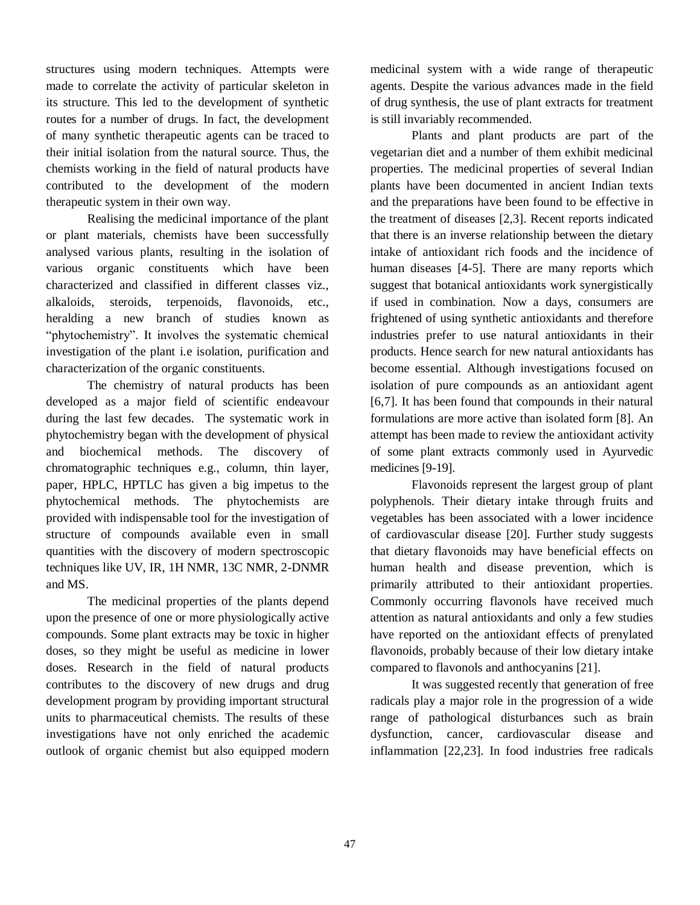structures using modern techniques. Attempts were made to correlate the activity of particular skeleton in its structure. This led to the development of synthetic routes for a number of drugs. In fact, the development of many synthetic therapeutic agents can be traced to their initial isolation from the natural source. Thus, the chemists working in the field of natural products have contributed to the development of the modern therapeutic system in their own way.

Realising the medicinal importance of the plant or plant materials, chemists have been successfully analysed various plants, resulting in the isolation of various organic constituents which have been characterized and classified in different classes viz., alkaloids, steroids, terpenoids, flavonoids, etc., heralding a new branch of studies known as "phytochemistry". It involves the systematic chemical investigation of the plant i.e isolation, purification and characterization of the organic constituents.

The chemistry of natural products has been developed as a major field of scientific endeavour during the last few decades. The systematic work in phytochemistry began with the development of physical and biochemical methods. The discovery of chromatographic techniques e.g., column, thin layer, paper, HPLC, HPTLC has given a big impetus to the phytochemical methods. The phytochemists are provided with indispensable tool for the investigation of structure of compounds available even in small quantities with the discovery of modern spectroscopic techniques like UV, IR, 1H NMR, 13C NMR, 2-DNMR and MS.

The medicinal properties of the plants depend upon the presence of one or more physiologically active compounds. Some plant extracts may be toxic in higher doses, so they might be useful as medicine in lower doses. Research in the field of natural products contributes to the discovery of new drugs and drug development program by providing important structural units to pharmaceutical chemists. The results of these investigations have not only enriched the academic outlook of organic chemist but also equipped modern medicinal system with a wide range of therapeutic agents. Despite the various advances made in the field of drug synthesis, the use of plant extracts for treatment is still invariably recommended.

Plants and plant products are part of the vegetarian diet and a number of them exhibit medicinal properties. The medicinal properties of several Indian plants have been documented in ancient Indian texts and the preparations have been found to be effective in the treatment of diseases [2,3]. Recent reports indicated that there is an inverse relationship between the dietary intake of antioxidant rich foods and the incidence of human diseases [4-5]. There are many reports which suggest that botanical antioxidants work synergistically if used in combination. Now a days, consumers are frightened of using synthetic antioxidants and therefore industries prefer to use natural antioxidants in their products. Hence search for new natural antioxidants has become essential. Although investigations focused on isolation of pure compounds as an antioxidant agent [6,7]. It has been found that compounds in their natural formulations are more active than isolated form [8]. An attempt has been made to review the antioxidant activity of some plant extracts commonly used in Ayurvedic medicines [9-19].

Flavonoids represent the largest group of plant polyphenols. Their dietary intake through fruits and vegetables has been associated with a lower incidence of cardiovascular disease [20]. Further study suggests that dietary flavonoids may have beneficial effects on human health and disease prevention, which is primarily attributed to their antioxidant properties. Commonly occurring flavonols have received much attention as natural antioxidants and only a few studies have reported on the antioxidant effects of prenylated flavonoids, probably because of their low dietary intake compared to flavonols and anthocyanins [21].

It was suggested recently that generation of free radicals play a major role in the progression of a wide range of pathological disturbances such as brain dysfunction, cancer, cardiovascular disease and inflammation [22,23]. In food industries free radicals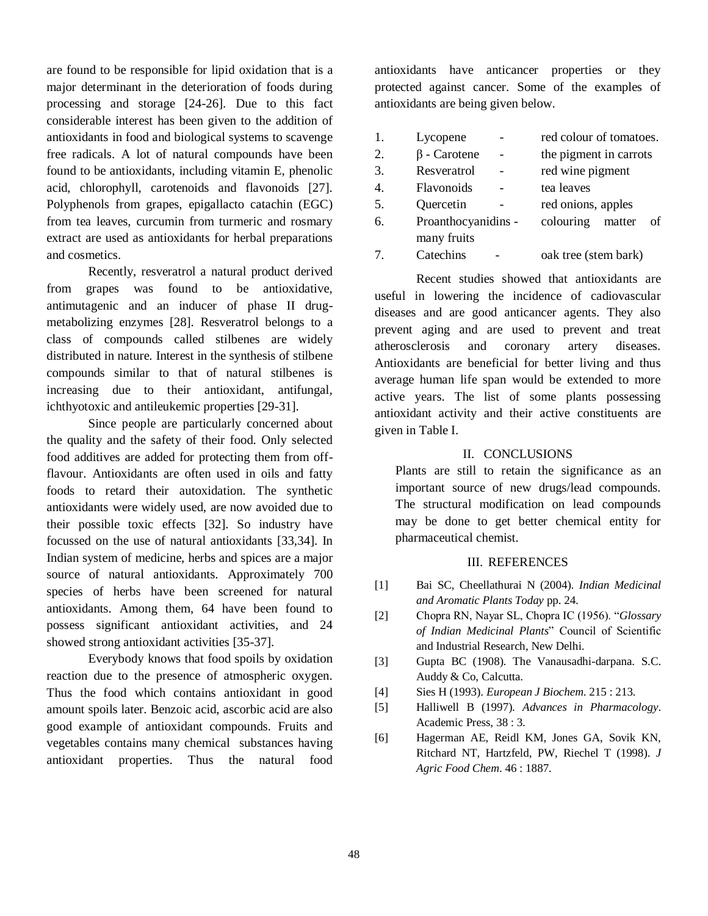are found to be responsible for lipid oxidation that is a major determinant in the deterioration of foods during processing and storage [24-26]. Due to this fact considerable interest has been given to the addition of antioxidants in food and biological systems to scavenge free radicals. A lot of natural compounds have been found to be antioxidants, including vitamin E, phenolic acid, chlorophyll, carotenoids and flavonoids [27]. Polyphenols from grapes, epigallacto catachin (EGC) from tea leaves, curcumin from turmeric and rosmary extract are used as antioxidants for herbal preparations and cosmetics.

Recently, resveratrol a natural product derived from grapes was found to be antioxidative, antimutagenic and an inducer of phase II drug-metabolizing enzymes [28]. Resveratrol belongs to a class of compounds called stilbenes are widely distributed in nature. Interest in the synthesis of stilbene compounds similar to that of natural stilbenes is increasing due to their antioxidant, antifungal, ichthyotoxic and antileukemic properties [29-31].

Since people are particularly concerned about the quality and the safety of their food. Only selected food additives are added for protecting them from off-flavour. Antioxidants are often used in oils and fatty foods to retard their autoxidation. The synthetic antioxidants were widely used, are now avoided due to their possible toxic effects [32]. So industry have focussed on the use of natural antioxidants [33,34]. In Indian system of medicine, herbs and spices are a major source of natural antioxidants. Approximately 700 species of herbs have been screened for natural antioxidants. Among them, 64 have been found to possess significant antioxidant activities, and 24 showed strong antioxidant activities [35-37].

Everybody knows that food spoils by oxidation reaction due to the presence of atmospheric oxygen. Thus the food which contains antioxidant in good amount spoils later. Benzoic acid, ascorbic acid are also good example of antioxidant compounds. Fruits and vegetables contains many chemical substances having antioxidant properties. Thus the natural food antioxidants have anticancer properties or they protected against cancer. Some of the examples of antioxidants are being given below.

1. Lycopene - red colour of tomatoes.
2. β - Carotene - the pigment in carrots
3. Resveratrol - red wine pigment
4. Flavonoids - tea leaves
5. Quercetin - red onions, apples
6. Proanthocyanidins - colouring matter of many fruits
7. Catechins - oak tree (stem bark)

Recent studies showed that antioxidants are useful in lowering the incidence of cadiovascular diseases and are good anticancer agents. They also prevent aging and are used to prevent and treat atherosclerosis and coronary artery diseases. Antioxidants are beneficial for better living and thus average human life span would be extended to more active years. The list of some plants possessing antioxidant activity and their active constituents are given in Table I.

## II. CONCLUSIONS

Plants are still to retain the significance as an important source of new drugs/lead compounds. The structural modification on lead compounds may be done to get better chemical entity for pharmaceutical chemist.

## III. REFERENCES

[1] Bai SC, Cheellathurai N (2004). *Indian Medicinal and Aromatic Plants Today* pp. 24.

[2] Chopra RN, Nayar SL, Chopra IC (1956). "*Glossary of Indian Medicinal Plants*" Council of Scientific and Industrial Research, New Delhi.

[3] Gupta BC (1908). The Vanausadhi-darpana. S.C. Auddy & Co, Calcutta.

[4] Sies H (1993). *European J Biochem.* 215 : 213.

[5] Halliwell B (1997). *Advances in Pharmacology*. Academic Press, 38 : 3.

[6] Hagerman AE, Reidl KM, Jones GA, Sovik KN, Ritchard NT, Hartzfeld, PW, Riechel T (1998). *J Agric Food Chem*. 46 : 1887.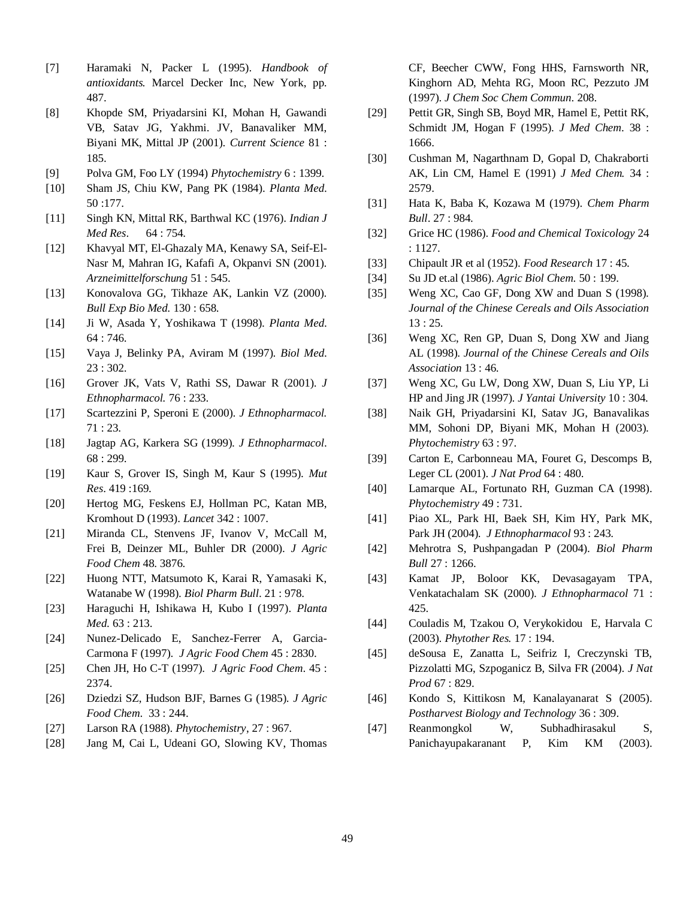[7] Haramaki N, Packer L (1995). *Handbook of antioxidants.* Marcel Decker Inc, New York, pp. 487.

[8] Khopde SM, Priyadarsini KI, Mohan H, Gawandi VB, Satav JG, Yakhmi. JV, Banavaliker MM, Biyani MK, Mittal JP (2001). *Current Science* 81 : 185.

[9] Polva GM, Foo LY (1994) *Phytochemistry* 6 : 1399.

[10] Sham JS, Chiu KW, Pang PK (1984). *Planta Med.* 50 :177.

[11] Singh KN, Mittal RK, Barthwal KC (1976). *Indian J Med Res*. 64 : 754.

[12] Khavyal MT, El-Ghazaly MA, Kenawy SA, Seif-El-Nasr M, Mahran IG, Kafafi A, Okpanvi SN (2001). *Arzneimittelforschung* 51 : 545.

[13] Konovalova GG, Tikhaze AK, Lankin VZ (2000). *Bull Exp Bio Med.* 130 : 658.

[14] Ji W, Asada Y, Yoshikawa T (1998). *Planta Med.* 64 : 746.

[15] Vaya J, Belinky PA, Aviram M (1997). *Biol Med.* 23 : 302.

[16] Grover JK, Vats V, Rathi SS, Dawar R (2001). *J Ethnopharmacol.* 76 : 233.

[17] Scartezzini P, Speroni E (2000). *J Ethnopharmacol.* 71 : 23.

[18] Jagtap AG, Karkera SG (1999). *J Ethnopharmacol*. 68 : 299.

[19] Kaur S, Grover IS, Singh M, Kaur S (1995). *Mut Res*. 419 :169.

[20] Hertog MG, Feskens EJ, Hollman PC, Katan MB, Kromhout D (1993). *Lancet* 342 : 1007.

[21] Miranda CL, Stenvens JF, Ivanov V, McCall M, Frei B, Deinzer ML, Buhler DR (2000). *J Agric Food Chem* 48. 3876.

[22] Huong NTT, Matsumoto K, Karai R, Yamasaki K, Watanabe W (1998). *Biol Pharm Bull*. 21 : 978.

[23] Haraguchi H, Ishikawa H, Kubo I (1997). *Planta Med.* 63 : 213.

[24] Nunez-Delicado E, Sanchez-Ferrer A, Garcia-Carmona F (1997). *J Agric Food Chem* 45 : 2830.

[25] Chen JH, Ho C-T (1997). *J Agric Food Chem*. 45 : 2374.

[26] Dziedzi SZ, Hudson BJF, Barnes G (1985). *J Agric Food Chem.* 33 : 244.

[27] Larson RA (1988). *Phytochemistry*, 27 : 967.

[28] Jang M, Cai L, Udeani GO, Slowing KV, Thomas CF, Beecher CWW, Fong HHS, Farnsworth NR, Kinghorn AD, Mehta RG, Moon RC, Pezzuto JM (1997). *J Chem Soc Chem Commun*. 208.

[29] Pettit GR, Singh SB, Boyd MR, Hamel E, Pettit RK, Schmidt JM, Hogan F (1995). *J Med Chem*. 38 : 1666.

[30] Cushman M, Nagarthnam D, Gopal D, Chakraborti AK, Lin CM, Hamel E (1991) *J Med Chem.* 34 : 2579.

[31] Hata K, Baba K, Kozawa M (1979). *Chem Pharm Bull*. 27 : 984.

[32] Grice HC (1986). *Food and Chemical Toxicology* 24 : 1127.

[33] Chipault JR et al (1952). *Food Research* 17 : 45.

[34] Su JD et.al (1986). *Agric Biol Chem.* 50 : 199.

[35] Weng XC, Cao GF, Dong XW and Duan S (1998). *Journal of the Chinese Cereals and Oils Association* 13 : 25.

[36] Weng XC, Ren GP, Duan S, Dong XW and Jiang AL (1998). *Journal of the Chinese Cereals and Oils Association* 13 : 46.

[37] Weng XC, Gu LW, Dong XW, Duan S, Liu YP, Li HP and Jing JR (1997). *J Yantai University* 10 : 304.

[38] Naik GH, Priyadarsini KI, Satav JG, Banavalikas MM, Sohoni DP, Biyani MK, Mohan H (2003). *Phytochemistry* 63 : 97.

[39] Carton E, Carbonneau MA, Fouret G, Descomps B, Leger CL (2001). *J Nat Prod* 64 : 480.

[40] Lamarque AL, Fortunato RH, Guzman CA (1998). *Phytochemistry* 49 : 731.

[41] Piao XL, Park HI, Baek SH, Kim HY, Park MK, Park JH (2004). *J Ethnopharmacol* 93 : 243.

[42] Mehrotra S, Pushpangadan P (2004). *Biol Pharm Bull* 27 : 1266.

[43] Kamat JP, Boloor KK, Devasagayam TPA, Venkatachalam SK (2000). *J Ethnopharmacol* 71 : 425.

[44] Couladis M, Tzakou O, Verykokidou E, Harvala C (2003). *Phytother Res.* 17 : 194.

[45] deSousa E, Zanatta L, Seifriz I, Creczynski TB, Pizzolatti MG, Szpoganicz B, Silva FR (2004). *J Nat Prod* 67 : 829.

[46] Kondo S, Kittikosn M, Kanalayanarat S (2005). *Postharvest Biology and Technology* 36 : 309.

[47] Reanmongkol W, Subhadhirasakul S, Panichayupakaranant P, Kim KM (2003).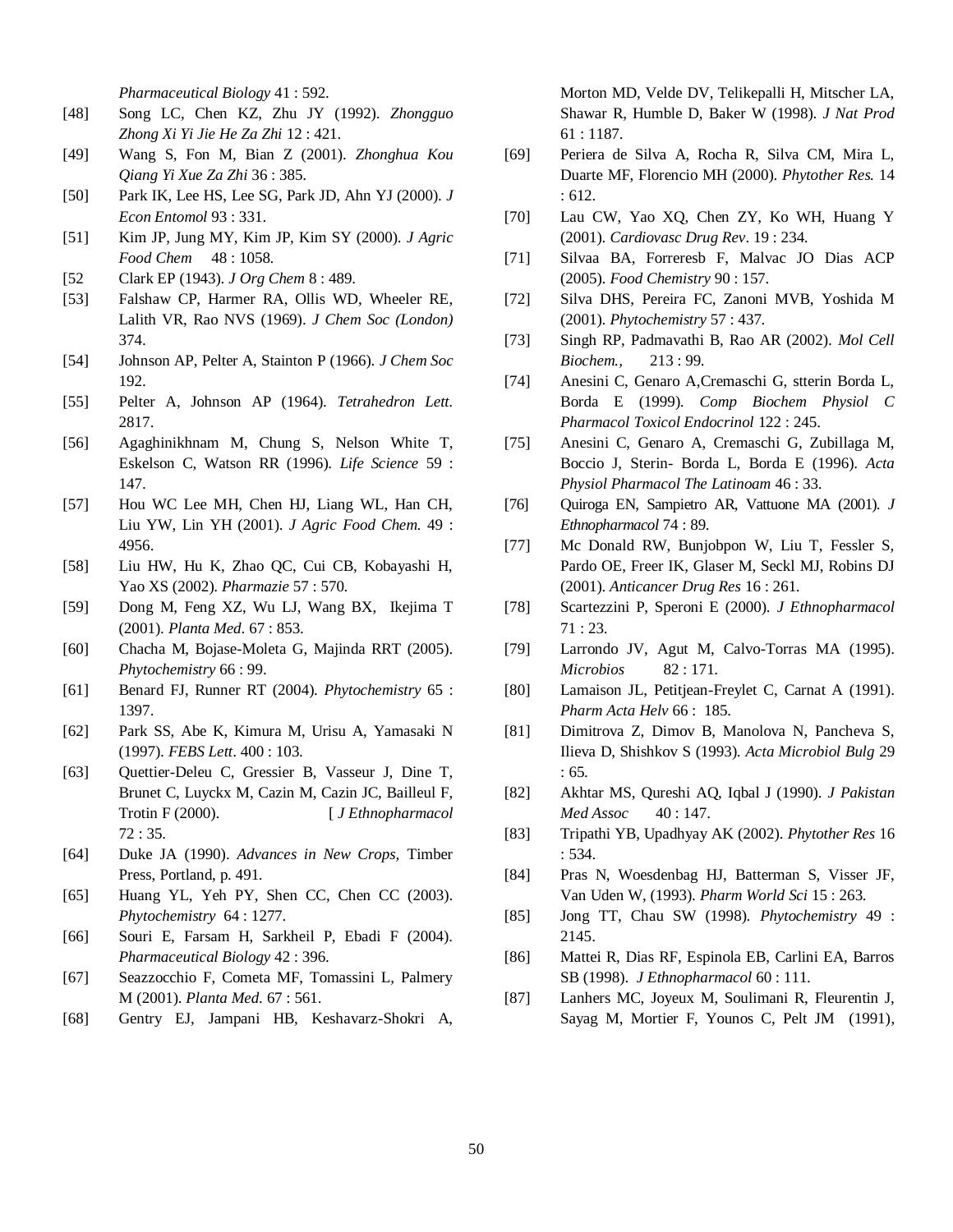*Pharmaceutical Biology* 41 : 592.

[48] Song LC, Chen KZ, Zhu JY (1992). *Zhongguo Zhong Xi Yi Jie He Za Zhi* 12 : 421.

[49] Wang S, Fon M, Bian Z (2001). *Zhonghua Kou Qiang Yi Xue Za Zhi* 36 : 385.

[50] Park IK, Lee HS, Lee SG, Park JD, Ahn YJ (2000). *J Econ Entomol* 93 : 331.

[51] Kim JP, Jung MY, Kim JP, Kim SY (2000). *J Agric Food Chem* 48 : 1058.

[52 Clark EP (1943). *J Org Chem* 8 : 489.

[53] Falshaw CP, Harmer RA, Ollis WD, Wheeler RE, Lalith VR, Rao NVS (1969). *J Chem Soc (London)* 374.

[54] Johnson AP, Pelter A, Stainton P (1966). *J Chem Soc* 192.

[55] Pelter A, Johnson AP (1964). *Tetrahedron Lett*. 2817.

[56] Agaghinikhnam M, Chung S, Nelson White T, Eskelson C, Watson RR (1996). *Life Science* 59 : 147.

[57] Hou WC Lee MH, Chen HJ, Liang WL, Han CH, Liu YW, Lin YH (2001). *J Agric Food Chem.* 49 : 4956.

[58] Liu HW, Hu K, Zhao QC, Cui CB, Kobayashi H, Yao XS (2002). *Pharmazie* 57 : 570.

[59] Dong M, Feng XZ, Wu LJ, Wang BX, Ikejima T (2001). *Planta Med*. 67 : 853.

[60] Chacha M, Bojase-Moleta G, Majinda RRT (2005). *Phytochemistry* 66 : 99.

[61] Benard FJ, Runner RT (2004). *Phytochemistry* 65 : 1397.

[62] Park SS, Abe K, Kimura M, Urisu A, Yamasaki N (1997). *FEBS Lett*. 400 : 103.

[63] Quettier-Deleu C, Gressier B, Vasseur J, Dine T, Brunet C, Luyckx M, Cazin M, Cazin JC, Bailleul F, Trotin F (2000). [ *J Ethnopharmacol* 72 : 35.

[64] Duke JA (1990). *Advances in New Crops*, Timber Press, Portland, p. 491.

[65] Huang YL, Yeh PY, Shen CC, Chen CC (2003). *Phytochemistry* 64 : 1277.

[66] Souri E, Farsam H, Sarkheil P, Ebadi F (2004). *Pharmaceutical Biology* 42 : 396.

[67] Seazzocchio F, Cometa MF, Tomassini L, Palmery M (2001). *Planta Med*. 67 : 561.

[68] Gentry EJ, Jampani HB, Keshavarz-Shokri A, Morton MD, Velde DV, Telikepalli H, Mitscher LA, Shawar R, Humble D, Baker W (1998). *J Nat Prod* 61 : 1187.

[69] Periera de Silva A, Rocha R, Silva CM, Mira L, Duarte MF, Florencio MH (2000). *Phytother Res.* 14 : 612.

[70] Lau CW, Yao XQ, Chen ZY, Ko WH, Huang Y (2001). *Cardiovasc Drug Rev*. 19 : 234.

[71] Silvaa BA, Forreresb F, Malvac JO Dias ACP (2005). *Food Chemistry* 90 : 157.

[72] Silva DHS, Pereira FC, Zanoni MVB, Yoshida M (2001). *Phytochemistry* 57 : 437.

[73] Singh RP, Padmavathi B, Rao AR (2002). *Mol Cell Biochem.*, 213 : 99.

[74] Anesini C, Genaro A,Cremaschi G, stterin Borda L, Borda E (1999). *Comp Biochem Physiol C Pharmacol Toxicol Endocrinol* 122 : 245.

[75] Anesini C, Genaro A, Cremaschi G, Zubillaga M, Boccio J, Sterin- Borda L, Borda E (1996). *Acta Physiol Pharmacol The Latinoam* 46 : 33.

[76] Quiroga EN, Sampietro AR, Vattuone MA (2001). *J Ethnopharmacol* 74 : 89.

[77] Mc Donald RW, Bunjobpon W, Liu T, Fessler S, Pardo OE, Freer IK, Glaser M, Seckl MJ, Robins DJ (2001). *Anticancer Drug Res* 16 : 261.

[78] Scartezzini P, Speroni E (2000). *J Ethnopharmacol* 71 : 23.

[79] Larrondo JV, Agut M, Calvo-Torras MA (1995). *Microbios* 82 : 171.

[80] Lamaison JL, Petitjean-Freylet C, Carnat A (1991). *Pharm Acta Helv* 66 : 185.

[81] Dimitrova Z, Dimov B, Manolova N, Pancheva S, Ilieva D, Shishkov S (1993). *Acta Microbiol Bulg* 29 : 65.

[82] Akhtar MS, Qureshi AQ, Iqbal J (1990). *J Pakistan Med Assoc* 40 : 147.

[83] Tripathi YB, Upadhyay AK (2002). *Phytother Res* 16 : 534.

[84] Pras N, Woesdenbag HJ, Batterman S, Visser JF, Van Uden W, (1993). *Pharm World Sci* 15 : 263.

[85] Jong TT, Chau SW (1998). *Phytochemistry* 49 : 2145.

[86] Mattei R, Dias RF, Espinola EB, Carlini EA, Barros SB (1998). *J Ethnopharmacol* 60 : 111.

[87] Lanhers MC, Joyeux M, Soulimani R, Fleurentin J, Sayag M, Mortier F, Younos C, Pelt JM (1991),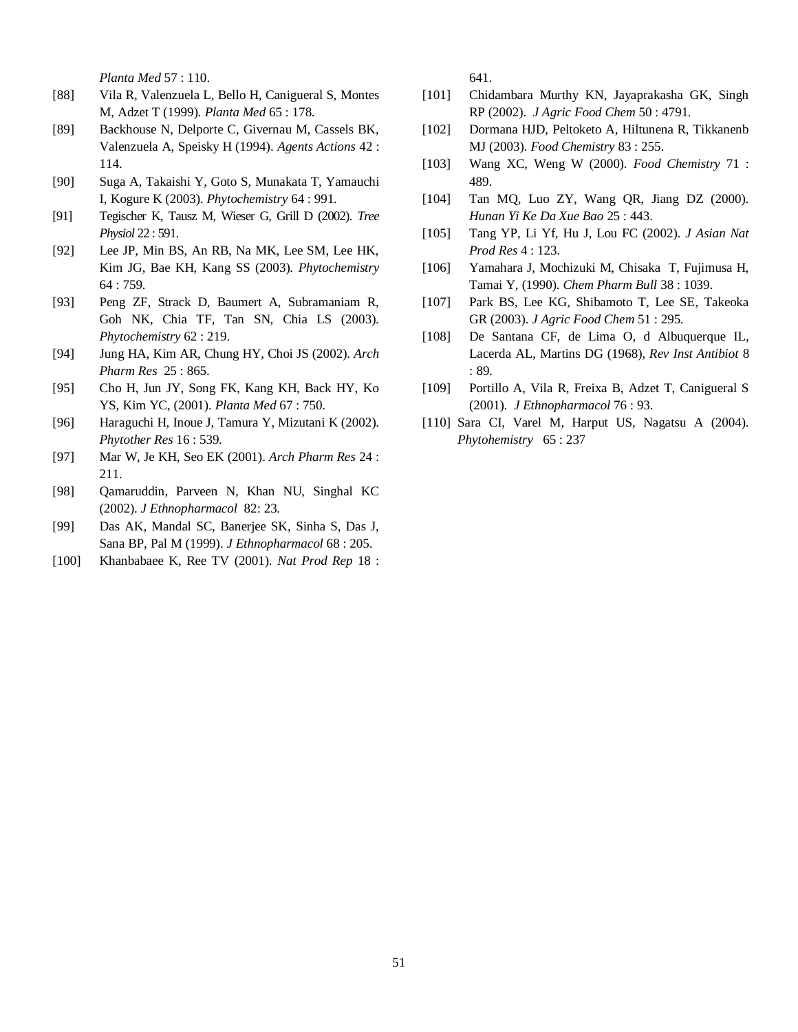*Planta Med* 57 : 110.

[88] Vila R, Valenzuela L, Bello H, Canigueral S, Montes M, Adzet T (1999). *Planta Med* 65 : 178.

[89] Backhouse N, Delporte C, Givernau M, Cassels BK, Valenzuela A, Speisky H (1994). *Agents Actions* 42 : 114.

[90] Suga A, Takaishi Y, Goto S, Munakata T, Yamauchi I, Kogure K (2003). *Phytochemistry* 64 : 991.

[91] Tegischer K, Tausz M, Wieser G, Grill D (2002). *Tree Physiol* 22 : 591.

[92] Lee JP, Min BS, An RB, Na MK, Lee SM, Lee HK, Kim JG, Bae KH, Kang SS (2003). *Phytochemistry* 64 : 759.

[93] Peng ZF, Strack D, Baumert A, Subramaniam R, Goh NK, Chia TF, Tan SN, Chia LS (2003). *Phytochemistry* 62 : 219.

[94] Jung HA, Kim AR, Chung HY, Choi JS (2002). *Arch Pharm Res* 25 : 865.

[95] Cho H, Jun JY, Song FK, Kang KH, Back HY, Ko YS, Kim YC, (2001). *Planta Med* 67 : 750.

[96] Haraguchi H, Inoue J, Tamura Y, Mizutani K (2002). *Phytother Res* 16 : 539.

[97] Mar W, Je KH, Seo EK (2001). *Arch Pharm Res* 24 : 211.

[98] Qamaruddin, Parveen N, Khan NU, Singhal KC (2002). *J Ethnopharmacol* 82: 23.

[99] Das AK, Mandal SC, Banerjee SK, Sinha S, Das J, Sana BP, Pal M (1999). *J Ethnopharmacol* 68 : 205.

[100] Khanbabaee K, Ree TV (2001). *Nat Prod Rep* 18 : 641.

[101] Chidambara Murthy KN, Jayaprakasha GK, Singh RP (2002). *J Agric Food Chem* 50 : 4791.

[102] Dormana HJD, Peltoketo A, Hiltunena R, Tikkanenb MJ (2003). *Food Chemistry* 83 : 255.

[103] Wang XC, Weng W (2000). *Food Chemistry* 71 : 489.

[104] Tan MQ, Luo ZY, Wang QR, Jiang DZ (2000). *Hunan Yi Ke Da Xue Bao* 25 : 443.

[105] Tang YP, Li Yf, Hu J, Lou FC (2002). *J Asian Nat Prod Res* 4 : 123.

[106] Yamahara J, Mochizuki M, Chisaka T, Fujimusa H, Tamai Y, (1990). *Chem Pharm Bull* 38 : 1039.

[107] Park BS, Lee KG, Shibamoto T, Lee SE, Takeoka GR (2003). *J Agric Food Chem* 51 : 295.

[108] De Santana CF, de Lima O, d Albuquerque IL, Lacerda AL, Martins DG (1968), *Rev Inst Antibiot* 8 : 89.

[109] Portillo A, Vila R, Freixa B, Adzet T, Canigueral S (2001). *J Ethnopharmacol* 76 : 93.

[110] Sara CI, Varel M, Harput US, Nagatsu A (2004). *Phytohemistry* 65 : 237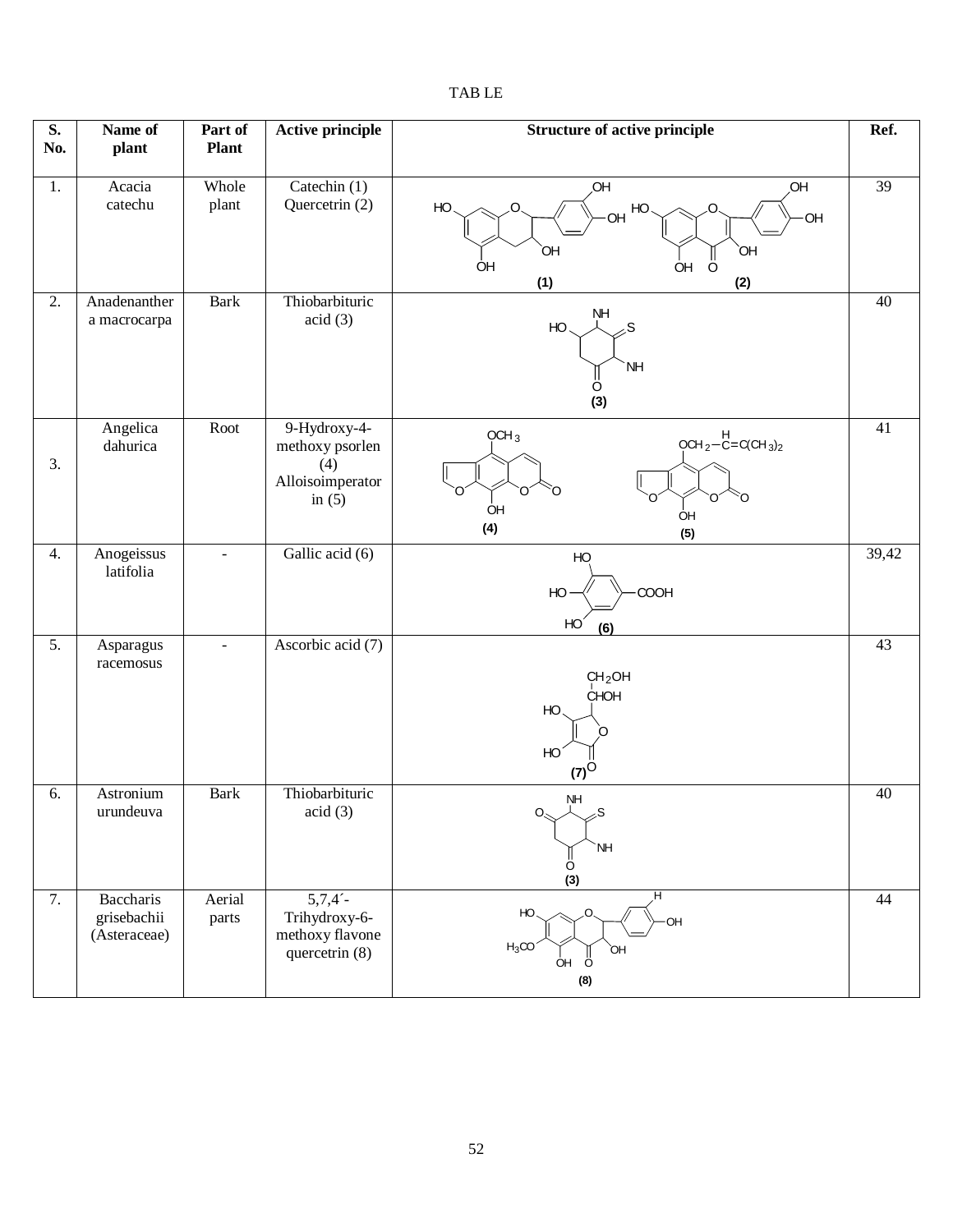TAB LE

| S. No. | Name of plant | Part of Plant | Active principle | Structure of active principle | Ref. |
|---|---|---|---|---|---|
| 1. | Acacia catechu | Whole plant | Catechin (1) Quercetrin (2) | (1) (2) | 39 |
| 2. | Anadenanthera macrocarpa | Bark | Thiobarbituric acid (3) | (3) | 40 |
| 3. | Angelica dahurica | Root | 9-Hydroxy-4-methoxy psorlen (4) Alloisoimperatorin (5) | (4) (5) | 41 |
| 4. | Anogeissus latifolia | - | Gallic acid (6) | (6) | 39,42 |
| 5. | Asparagus racemosus | - | Ascorbic acid (7) | (7) | 43 |
| 6. | Astronium urundeuva | Bark | Thiobarbituric acid (3) | (3) | 40 |
| 7. | Baccharis grisebachii (Asteraceae) | Aerial parts | 5,7,4´-Trihydroxy-6-methoxy flavone quercetrin (8) | (8) | 44 |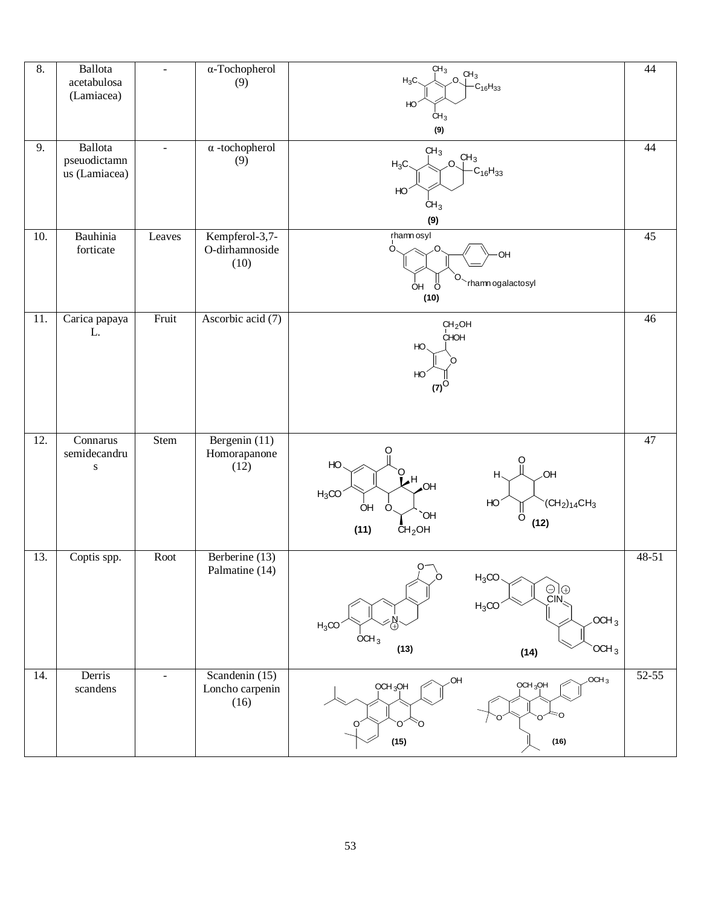| 8. | Ballota acetabulosa (Lamiacea) | - | α-Tochopherol (9) | (9) | 44 |
|---|---|---|---|---|---|
| 9. | Ballota pseuodictamnus (Lamiacea) | - | α -tochopherol (9) | (9) | 44 |
| 10. | Bauhinia forticate | Leaves | Kempferol-3,7-O-dirhamnoside (10) | (10) | 45 |
| 11. | Carica papaya L. | Fruit | Ascorbic acid (7) | (7) | 46 |
| 12. | Connarus semidecandrus | Stem | Bergenin (11) Homorapanone (12) | (11) (12) | 47 |
| 13. | Coptis spp. | Root | Berberine (13) Palmatine (14) | (13) (14) | 48-51 |
| 14. | Derris scandens | - | Scandenin (15) Loncho carpenin (16) | (15) (16) | 52-55 |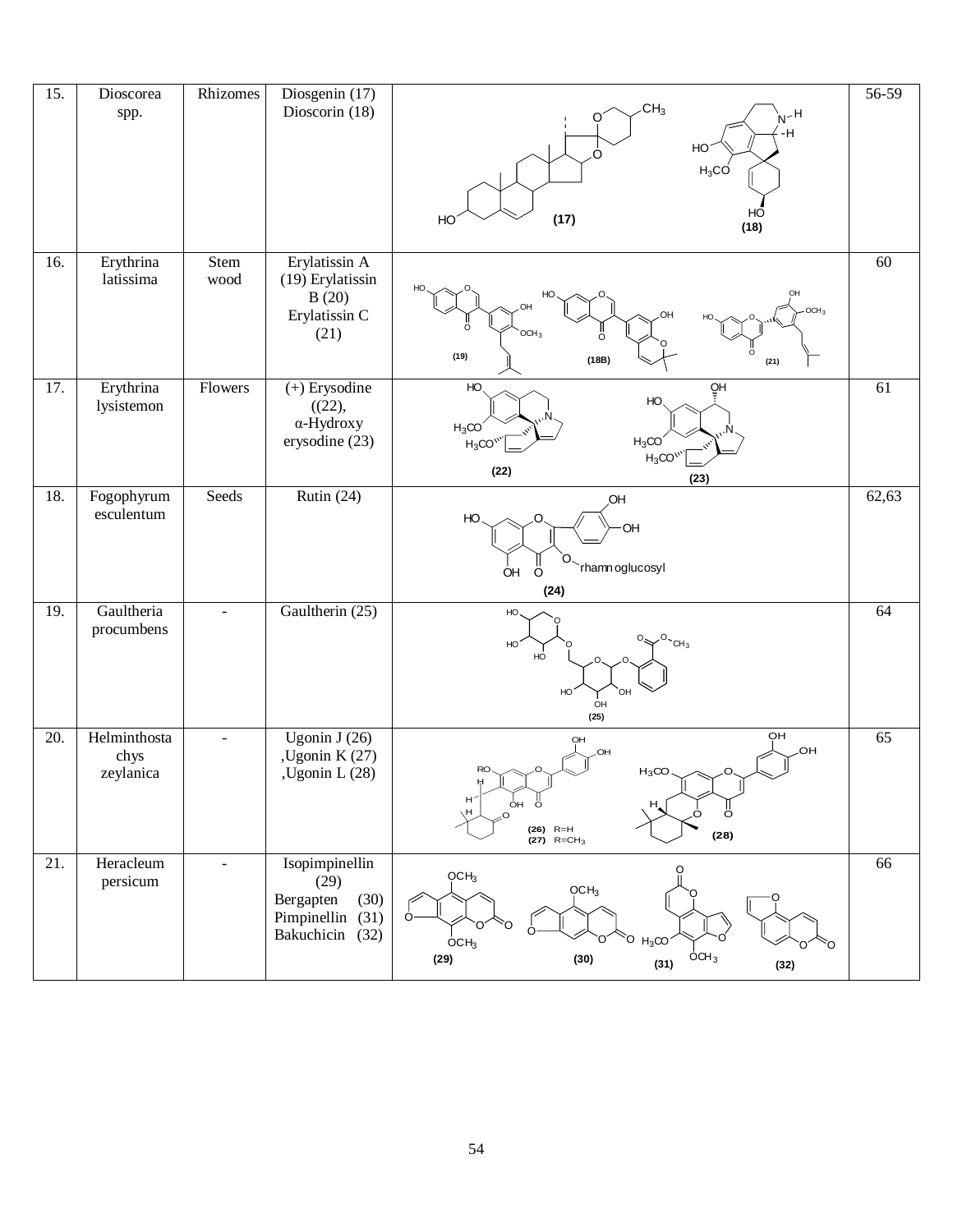| 15. | Dioscorea spp. | Rhizomes | Diosgenin (17) Dioscorin (18) | (17) (18) | 56-59 |
|---|---|---|---|---|---|
| 16. | Erythrina latissima | Stem wood | Erylatissin A (19) Erylatissin B (20) Erylatissin C (21) | (19) (18B) (21) | 60 |
| 17. | Erythrina lysistemon | Flowers | (+) Erysodine ((22), α-Hydroxy erysodine (23) | (22) (23) | 61 |
| 18. | Fogophyrum esculentum | Seeds | Rutin (24) | (24) | 62,63 |
| 19. | Gaultheria procumbens | - | Gaultherin (25) | (25) | 64 |
| 20. | Helminthostachys zeylanica | - | Ugonin J (26) ,Ugonin K (27) ,Ugonin L (28) | (26) R=H (27) R=$CH_3$ (28) | 65 |
| 21. | Heracleum persicum | - | Isopimpinellin (29) Bergapten (30) Pimpinellin (31) Bakuchicin (32) | (29) (30) (31) (32) | 66 |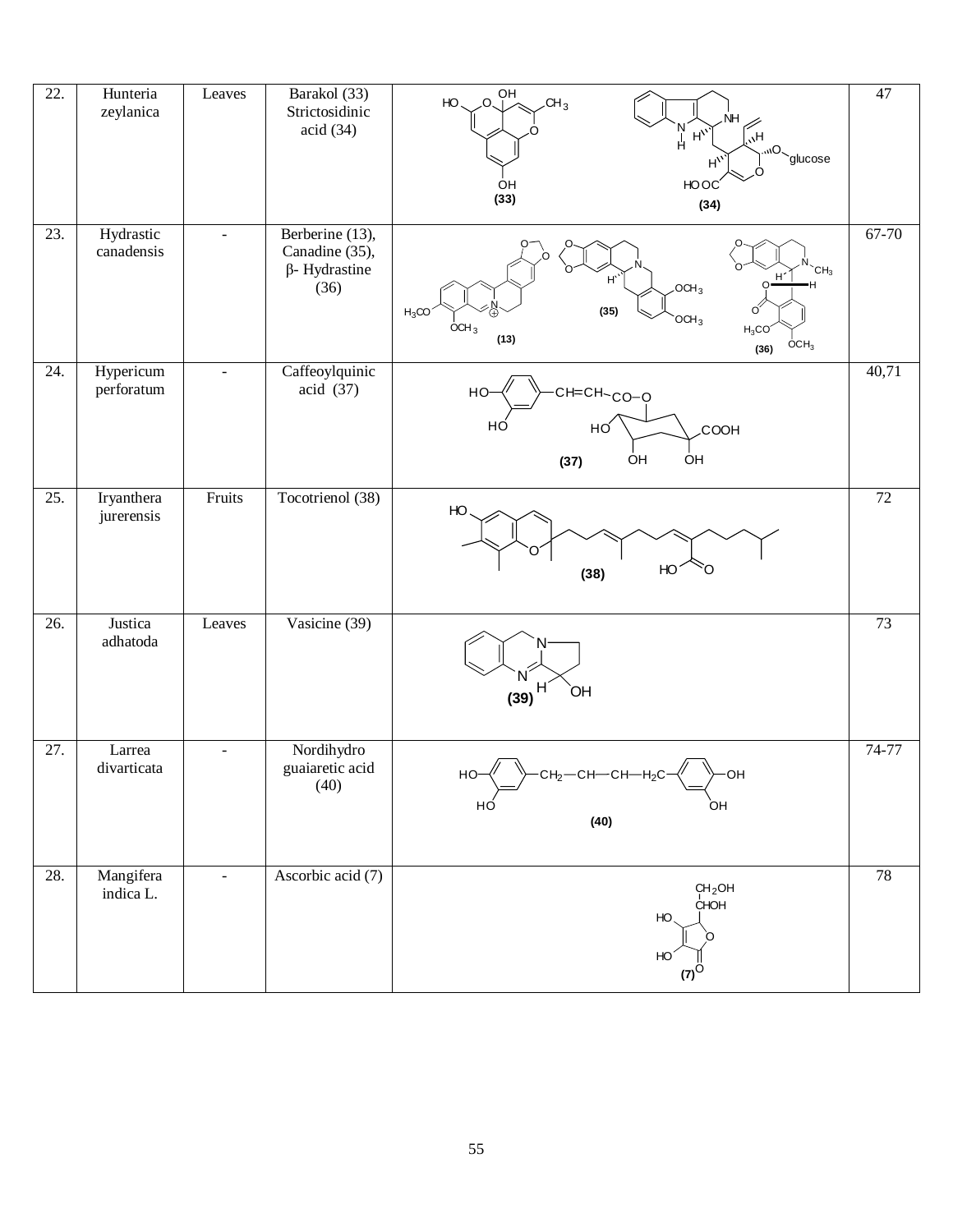| 22. | Hunteria zeylanica | Leaves | Barakol (33) Strictosidinic acid (34) | (33) (34) | 47 |
|---|---|---|---|---|---|
| 23. | Hydrastic canadensis | - | Berberine (13), Canadine (35), β- Hydrastine (36) | (13) (35) (36) | 67-70 |
| 24. | Hypericum perforatum | - | Caffeoylquinic acid (37) | (37) | 40,71 |
| 25. | Iryanthera jurerensis | Fruits | Tocotrienol (38) | (38) | 72 |
| 26. | Justica adhatoda | Leaves | Vasicine (39) | (39) | 73 |
| 27. | Larrea divarticata | - | Nordihydro guaiaretic acid (40) | (40) | 74-77 |
| 28. | Mangifera indica L. | - | Ascorbic acid (7) | (7) | 78 |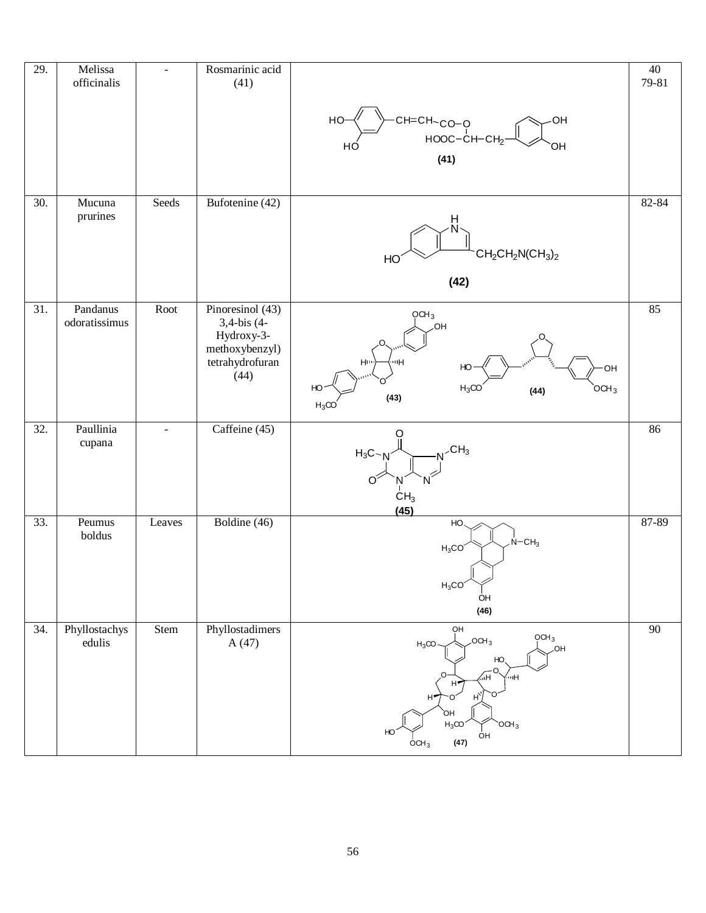| 29. | Melissa officinalis | - | Rosmarinic acid (41) | (41) | 40 79-81 |
|---|---|---|---|---|---|
| 30. | Mucuna prurines | Seeds | Bufotenine (42) | (42) | 82-84 |
| 31. | Pandanus odoratissimus | Root | Pinoresinol (43) 3,4-bis (4-Hydroxy-3-methoxybenzyl) tetrahydrofuran (44) | (43) (44) | 85 |
| 32. | Paullinia cupana | - | Caffeine (45) | (45) | 86 |
| 33. | Peumus boldus | Leaves | Boldine (46) | (46) | 87-89 |
| 34. | Phyllostachys edulis | Stem | Phyllostadimers A (47) | (47) | 90 |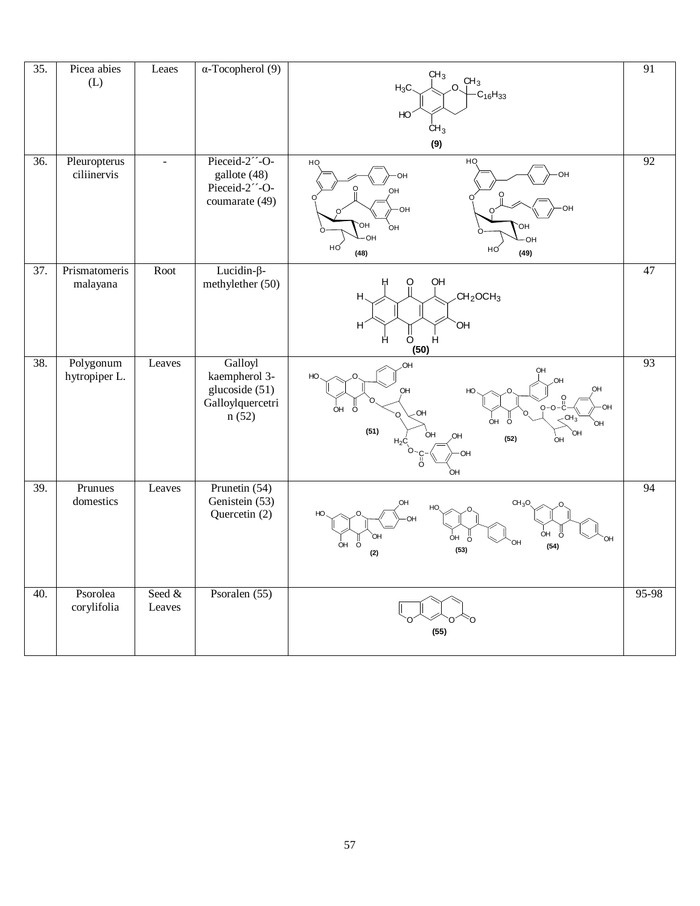| 35. | Picea abies (L) | Leaes | α-Tocopherol (9) | (9) | 91 |
|---|---|---|---|---|---|
| 36. | Pleuropterus ciliinervis | - | Pieceid-2´´-O-gallote (48) Pieceid-2´´-O-coumarate (49) | (48) (49) | 92 |
| 37. | Prismatomeris malayana | Root | Lucidin-β-methylether (50) | (50) | 47 |
| 38. | Polygonum hytropiper L. | Leaves | Galloyl kaempherol 3-glucoside (51) Galloylquercetrin (52) | (51) (52) | 93 |
| 39. | Prunues domestics | Leaves | Prunetin (54) Genistein (53) Quercetin (2) | (2) (53) (54) | 94 |
| 40. | Psorolea corylifolia | Seed & Leaves | Psoralen (55) | (55) | 95-98 |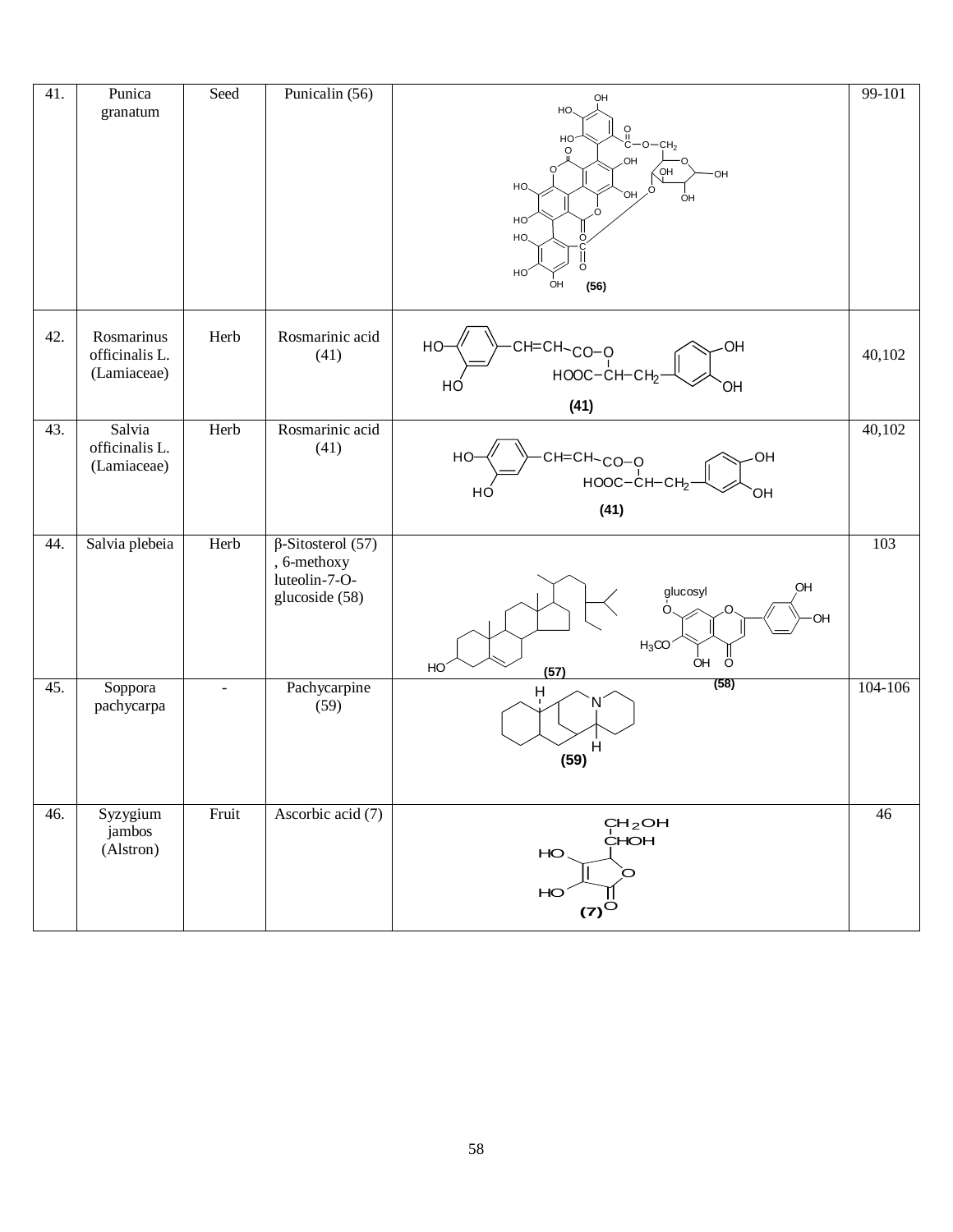| 41. | Punica granatum | Seed | Punicalin (56) | (56) | 99-101 |
|---|---|---|---|---|---|
| 42. | Rosmarinus officinalis L. (Lamiaceae) | Herb | Rosmarinic acid (41) | (41) | 40,102 |
| 43. | Salvia officinalis L. (Lamiaceae) | Herb | Rosmarinic acid (41) | (41) | 40,102 |
| 44. | Salvia plebeia | Herb | β-Sitosterol (57), 6-methoxy luteolin-7-O-glucoside (58) | (57) (58) | 103 |
| 45. | Soppora pachycarpa | - | Pachycarpine (59) | (59) | 104-106 |
| 46. | Syzygium jambos (Alstron) | Fruit | Ascorbic acid (7) | (7) | 46 |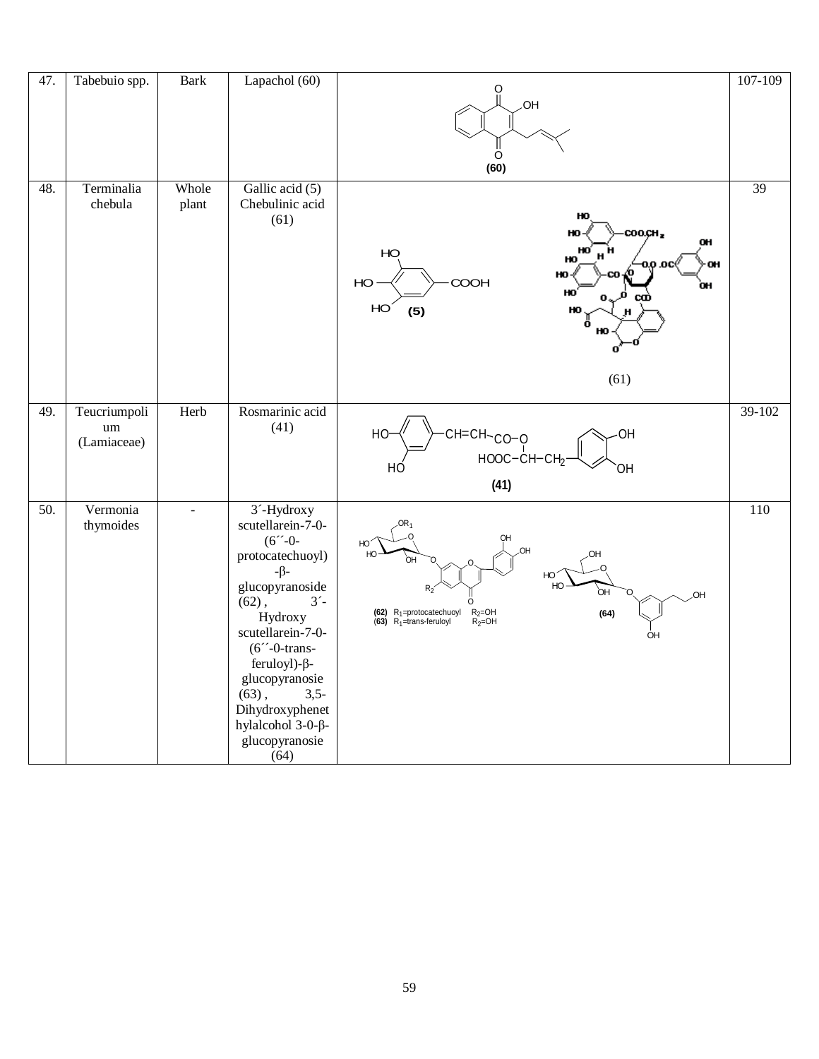| | | | | | |
|---|---|---|---|---|---|
| 47. | Tabebuio spp. | Bark | Lapachol (60) | (60) | 107-109 |
| 48. | Terminalia chebula | Whole plant | Gallic acid (5) Chebulinic acid (61) | (5) (61) | 39 |
| 49. | Teucriumpolium (Lamiaceae) | Herb | Rosmarinic acid (41) | (41) | 39-102 |
| 50. | Vermonia thymoides | - | 3´-Hydroxy scutellarein-7-0-(6´´-0-protocatechuoyl)-β-glucopyranoside (62) , 3´-Hydroxy scutellarein-7-0-(6´´-0-trans-feruloyl)-β-glucopyranosie (63) , 3,5-Dihydroxyphenethylalcohol 3-0-β-glucopyranosie (64) | (62) $R_1$=protocatechuoyl $R_2$=OH (63) $R_1$=trans-feruloyl $R_2$=OH (64) | 110 |